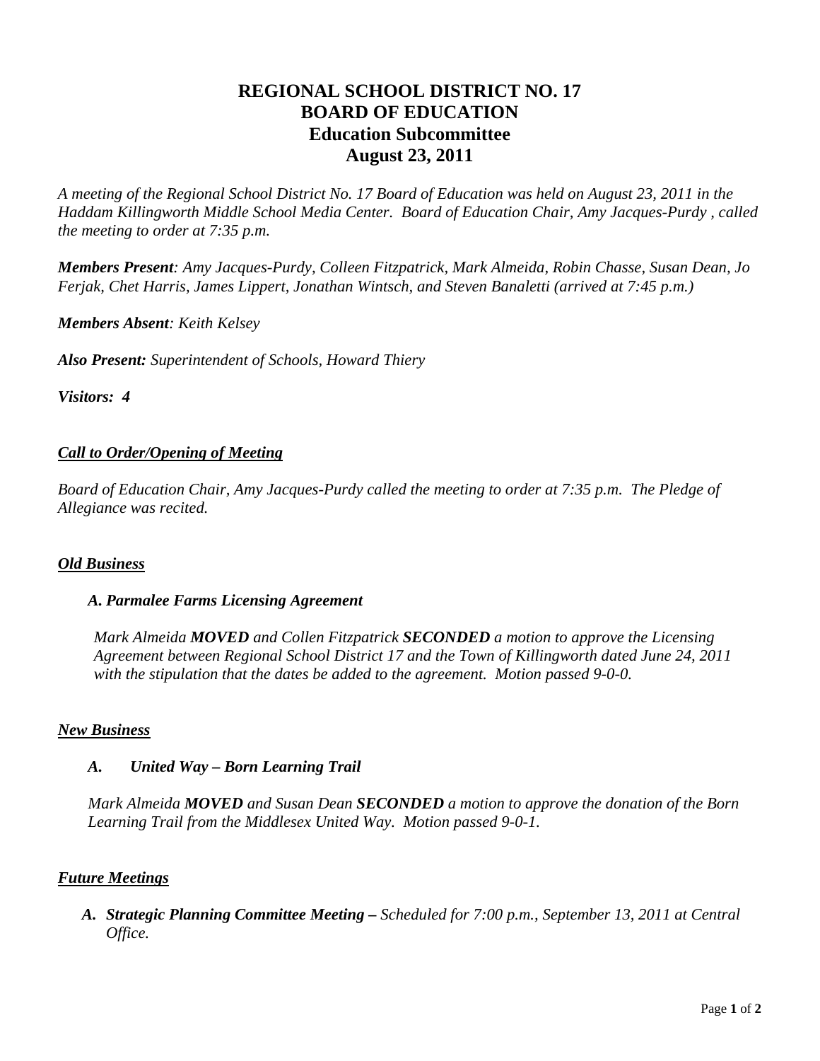# REGIONAL SCHOOL DISTRICT NO. 17
# BOARD OF EDUCATION
## Education Subcommittee
## August 23, 2011

*A meeting of the Regional School District No. 17 Board of Education was held on August 23, 2011 in the Haddam Killingworth Middle School Media Center. Board of Education Chair, Amy Jacques-Purdy , called the meeting to order at 7:35 p.m.*

***Members Present**: Amy Jacques-Purdy, Colleen Fitzpatrick, Mark Almeida, Robin Chasse, Susan Dean, Jo Ferjak, Chet Harris, James Lippert, Jonathan Wintsch, and Steven Banaletti (arrived at 7:45 p.m.)*

***Members Absent**: Keith Kelsey*

***Also Present:** Superintendent of Schools, Howard Thiery*

***Visitors: 4***

### *Call to Order/Opening of Meeting*

*Board of Education Chair, Amy Jacques-Purdy called the meeting to order at 7:35 p.m. The Pledge of Allegiance was recited.*

### *Old Business*

#### *A. Parmalee Farms Licensing Agreement*

*Mark Almeida **MOVED** and Collen Fitzpatrick **SECONDED** a motion to approve the Licensing Agreement between Regional School District 17 and the Town of Killingworth dated June 24, 2011 with the stipulation that the dates be added to the agreement. Motion passed 9-0-0.*

### *New Business*

#### *A. United Way – Born Learning Trail*

*Mark Almeida **MOVED** and Susan Dean **SECONDED** a motion to approve the donation of the Born Learning Trail from the Middlesex United Way. Motion passed 9-0-1.*

### *Future Meetings*

*A. **Strategic Planning Committee Meeting –** Scheduled for 7:00 p.m., September 13, 2011 at Central Office.*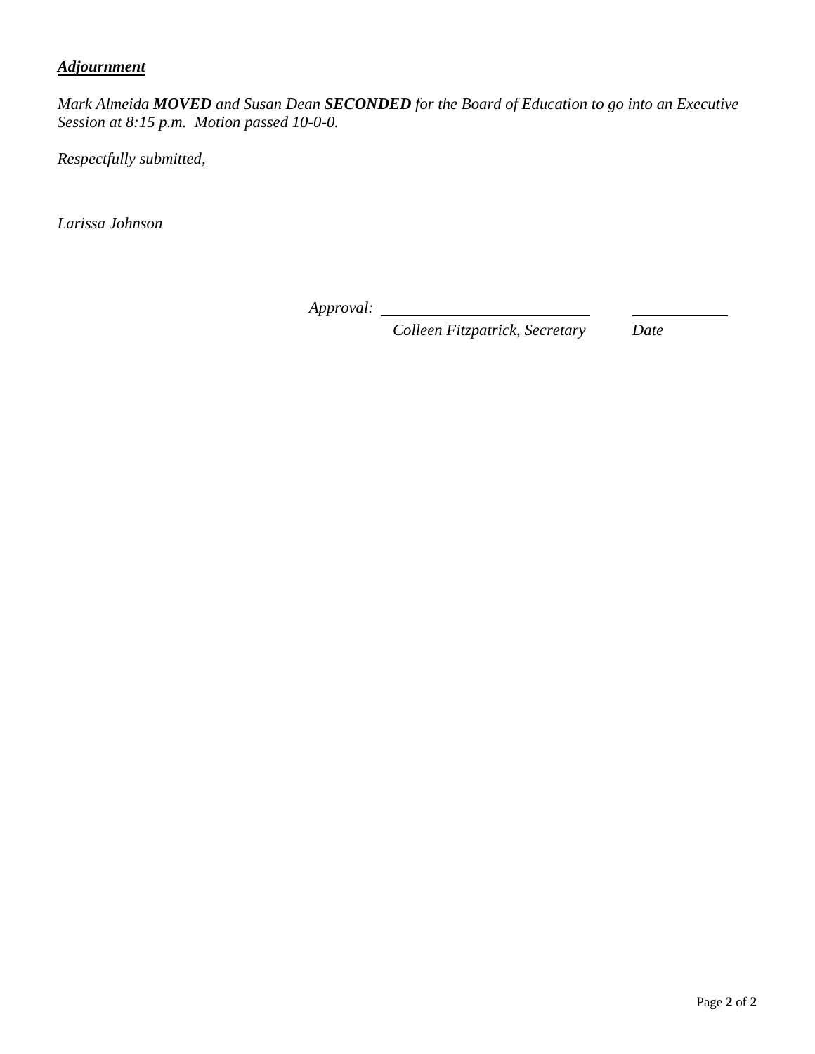***Adjournment***

*Mark Almeida **MOVED** and Susan Dean **SECONDED** for the Board of Education to go into an Executive Session at 8:15 p.m. Motion passed 10-0-0.*

*Respectfully submitted,*

*Larissa Johnson*

*Approval:* \_\_\_\_\_\_\_\_\_\_\_\_\_\_\_\_\_\_\_\_\_\_\_\_\_\_\_ \_\_\_\_\_\_\_\_\_\_\_\_

*Colleen Fitzpatrick, Secretary* *Date*